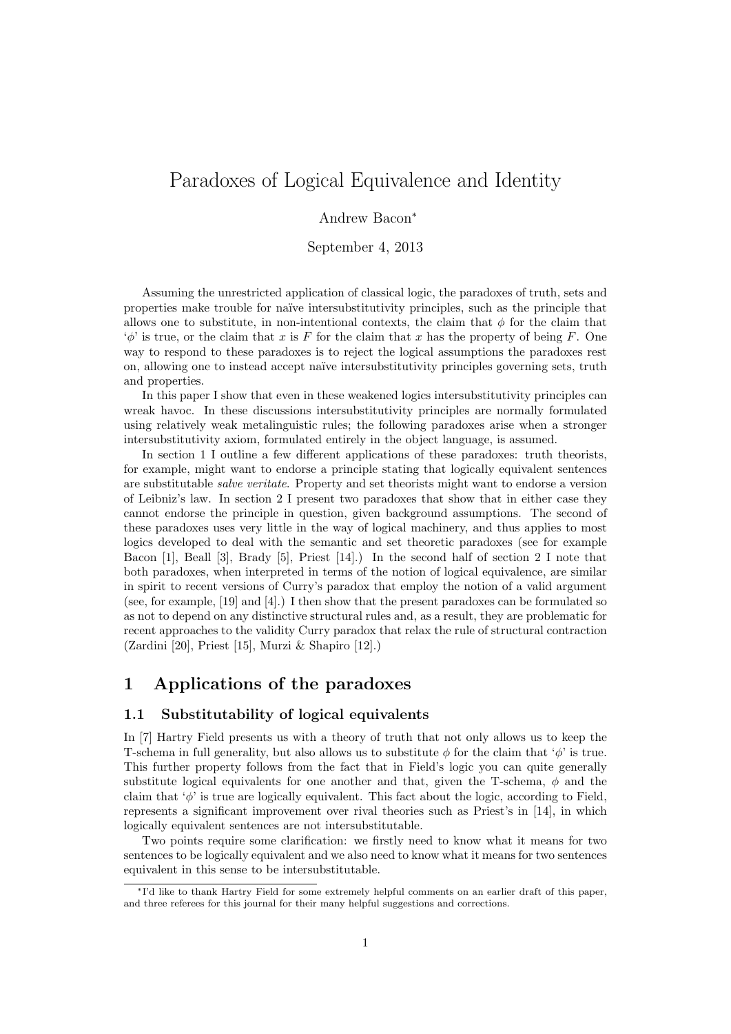# Paradoxes of Logical Equivalence and Identity

Andrew Bacon*

September 4, 2013

Assuming the unrestricted application of classical logic, the paradoxes of truth, sets and properties make trouble for naïve intersubstitutivity principles, such as the principle that allows one to substitute, in non-intentional contexts, the claim that $\phi$ for the claim that '$\phi$' is true, or the claim that $x$ is $F$ for the claim that $x$ has the property of being $F$. One way to respond to these paradoxes is to reject the logical assumptions the paradoxes rest on, allowing one to instead accept naïve intersubstitutivity principles governing sets, truth and properties.

In this paper I show that even in these weakened logics intersubstitutivity principles can wreak havoc. In these discussions intersubstitutivity principles are normally formulated using relatively weak metalinguistic rules; the following paradoxes arise when a stronger intersubstitutivity axiom, formulated entirely in the object language, is assumed.

In section 1 I outline a few different applications of these paradoxes: truth theorists, for example, might want to endorse a principle stating that logically equivalent sentences are substitutable *salve veritate*. Property and set theorists might want to endorse a version of Leibniz's law. In section 2 I present two paradoxes that show that in either case they cannot endorse the principle in question, given background assumptions. The second of these paradoxes uses very little in the way of logical machinery, and thus applies to most logics developed to deal with the semantic and set theoretic paradoxes (see for example Bacon [1], Beall [3], Brady [5], Priest [14].) In the second half of section 2 I note that both paradoxes, when interpreted in terms of the notion of logical equivalence, are similar in spirit to recent versions of Curry's paradox that employ the notion of a valid argument (see, for example, [19] and [4].) I then show that the present paradoxes can be formulated so as not to depend on any distinctive structural rules and, as a result, they are problematic for recent approaches to the validity Curry paradox that relax the rule of structural contraction (Zardini [20], Priest [15], Murzi & Shapiro [12].)

## 1 Applications of the paradoxes

### 1.1 Substitutability of logical equivalents

In [7] Hartry Field presents us with a theory of truth that not only allows us to keep the T-schema in full generality, but also allows us to substitute $\phi$ for the claim that '$\phi$' is true. This further property follows from the fact that in Field's logic you can quite generally substitute logical equivalents for one another and that, given the T-schema, $\phi$ and the claim that '$\phi$' is true are logically equivalent. This fact about the logic, according to Field, represents a significant improvement over rival theories such as Priest's in [14], in which logically equivalent sentences are not intersubstitutable.

Two points require some clarification: we firstly need to know what it means for two sentences to be logically equivalent and we also need to know what it means for two sentences equivalent in this sense to be intersubstitutable.

*I'd like to thank Hartry Field for some extremely helpful comments on an earlier draft of this paper, and three referees for this journal for their many helpful suggestions and corrections.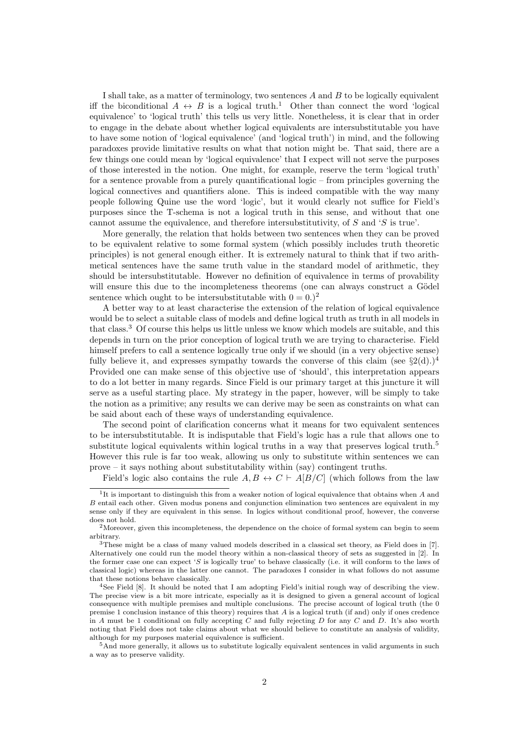I shall take, as a matter of terminology, two sentences $A$ and $B$ to be logically equivalent iff the biconditional $A \leftrightarrow B$ is a logical truth.[1] Other than connect the word 'logical equivalence' to 'logical truth' this tells us very little. Nonetheless, it is clear that in order to engage in the debate about whether logical equivalents are intersubstitutable you have to have some notion of 'logical equivalence' (and 'logical truth') in mind, and the following paradoxes provide limitative results on what that notion might be. That said, there are a few things one could mean by 'logical equivalence' that I expect will not serve the purposes of those interested in the notion. One might, for example, reserve the term 'logical truth' for a sentence provable from a purely quantificational logic – from principles governing the logical connectives and quantifiers alone. This is indeed compatible with the way many people following Quine use the word 'logic', but it would clearly not suffice for Field's purposes since the T-schema is not a logical truth in this sense, and without that one cannot assume the equivalence, and therefore intersubstitutivity, of $S$ and '$S$ is true'.

More generally, the relation that holds between two sentences when they can be proved to be equivalent relative to some formal system (which possibly includes truth theoretic principles) is not general enough either. It is extremely natural to think that if two arithmetical sentences have the same truth value in the standard model of arithmetic, they should be intersubstitutable. However no definition of equivalence in terms of provability will ensure this due to the incompleteness theorems (one can always construct a Gödel sentence which ought to be intersubstitutable with $0 = 0$.)[2]

A better way to at least characterise the extension of the relation of logical equivalence would be to select a suitable class of models and define logical truth as truth in all models in that class.[3] Of course this helps us little unless we know which models are suitable, and this depends in turn on the prior conception of logical truth we are trying to characterise. Field himself prefers to call a sentence logically true only if we should (in a very objective sense) fully believe it, and expresses sympathy towards the converse of this claim (see §2(d).)[4] Provided one can make sense of this objective use of 'should', this interpretation appears to do a lot better in many regards. Since Field is our primary target at this juncture it will serve as a useful starting place. My strategy in the paper, however, will be simply to take the notion as a primitive; any results we can derive may be seen as constraints on what can be said about each of these ways of understanding equivalence.

The second point of clarification concerns what it means for two equivalent sentences to be intersubstitutable. It is indisputable that Field's logic has a rule that allows one to substitute logical equivalents within logical truths in a way that preserves logical truth.[5] However this rule is far too weak, allowing us only to substitute within sentences we can prove – it says nothing about substitutability within (say) contingent truths.

Field's logic also contains the rule $A, B \leftrightarrow C \vdash A[B/C]$ (which follows from the law

---

[1] It is important to distinguish this from a weaker notion of logical equivalence that obtains when $A$ and $B$ entail each other. Given modus ponens and conjunction elimination two sentences are equivalent in my sense only if they are equivalent in this sense. In logics without conditional proof, however, the converse does not hold.

[2] Moreover, given this incompleteness, the dependence on the choice of formal system can begin to seem arbitrary.

[3] These might be a class of many valued models described in a classical set theory, as Field does in [7]. Alternatively one could run the model theory within a non-classical theory of sets as suggested in [2]. In the former case one can expect '$S$ is logically true' to behave classically (i.e. it will conform to the laws of classical logic) whereas in the latter one cannot. The paradoxes I consider in what follows do not assume that these notions behave classically.

[4] See Field [8]. It should be noted that I am adopting Field's initial rough way of describing the view. The precise view is a bit more intricate, especially as it is designed to given a general account of logical consequence with multiple premises and multiple conclusions. The precise account of logical truth (the 0 premise 1 conclusion instance of this theory) requires that $A$ is a logical truth (if and) only if ones credence in $A$ must be 1 conditional on fully accepting $C$ and fully rejecting $D$ for any $C$ and $D$. It's also worth noting that Field does not take claims about what we should believe to constitute an analysis of validity, although for my purposes material equivalence is sufficient.

[5] And more generally, it allows us to substitute logically equivalent sentences in valid arguments in such a way as to preserve validity.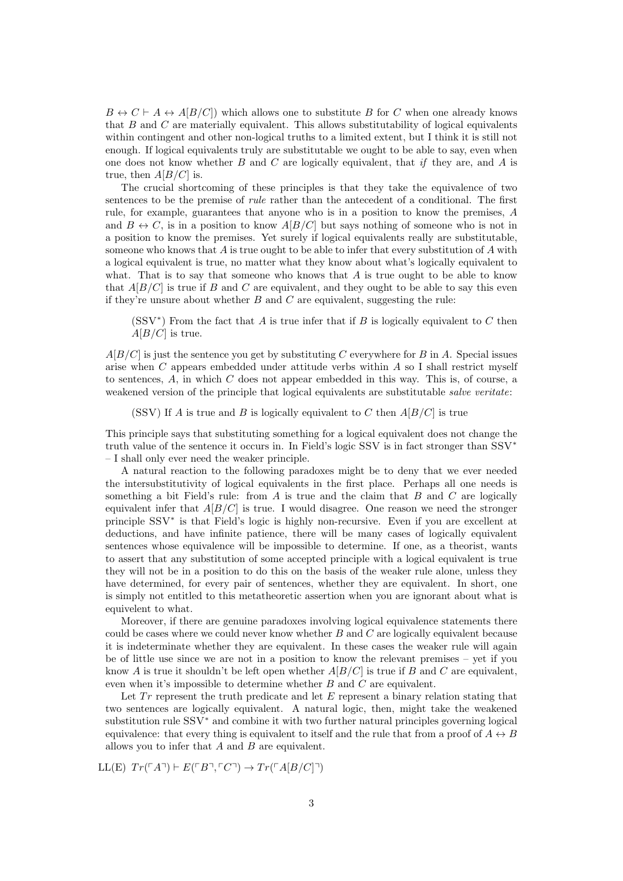$B \leftrightarrow C \vdash A \leftrightarrow A[B/C]$) which allows one to substitute $B$ for $C$ when one already knows that $B$ and $C$ are materially equivalent. This allows substitutability of logical equivalents within contingent and other non-logical truths to a limited extent, but I think it is still not enough. If logical equivalents truly are substitutable we ought to be able to say, even when one does not know whether $B$ and $C$ are logically equivalent, that *if* they are, and $A$ is true, then $A[B/C]$ is.

The crucial shortcoming of these principles is that they take the equivalence of two sentences to be the premise of *rule* rather than the antecedent of a conditional. The first rule, for example, guarantees that anyone who is in a position to know the premises, $A$ and $B \leftrightarrow C$, is in a position to know $A[B/C]$ but says nothing of someone who is not in a position to know the premises. Yet surely if logical equivalents really are substitutable, someone who knows that $A$ is true ought to be able to infer that every substitution of $A$ with a logical equivalent is true, no matter what they know about what's logically equivalent to what. That is to say that someone who knows that $A$ is true ought to be able to know that $A[B/C]$ is true if $B$ and $C$ are equivalent, and they ought to be able to say this even if they're unsure about whether $B$ and $C$ are equivalent, suggesting the rule:

> (SSV$^*$) From the fact that $A$ is true infer that if $B$ is logically equivalent to $C$ then $A[B/C]$ is true.

$A[B/C]$ is just the sentence you get by substituting $C$ everywhere for $B$ in $A$. Special issues arise when $C$ appears embedded under attitude verbs within $A$ so I shall restrict myself to sentences, $A$, in which $C$ does not appear embedded in this way. This is, of course, a weakened version of the principle that logical equivalents are substitutable *salve veritate*:

> (SSV) If $A$ is true and $B$ is logically equivalent to $C$ then $A[B/C]$ is true

This principle says that substituting something for a logical equivalent does not change the truth value of the sentence it occurs in. In Field's logic SSV is in fact stronger than SSV$^*$ – I shall only ever need the weaker principle.

A natural reaction to the following paradoxes might be to deny that we ever needed the intersubstitutivity of logical equivalents in the first place. Perhaps all one needs is something a bit Field's rule: from $A$ is true and the claim that $B$ and $C$ are logically equivalent infer that $A[B/C]$ is true. I would disagree. One reason we need the stronger principle SSV$^*$ is that Field's logic is highly non-recursive. Even if you are excellent at deductions, and have infinite patience, there will be many cases of logically equivalent sentences whose equivalence will be impossible to determine. If one, as a theorist, wants to assert that any substitution of some accepted principle with a logical equivalent is true they will not be in a position to do this on the basis of the weaker rule alone, unless they have determined, for every pair of sentences, whether they are equivalent. In short, one is simply not entitled to this metatheoretic assertion when you are ignorant about what is equivelent to what.

Moreover, if there are genuine paradoxes involving logical equivalence statements there could be cases where we could never know whether $B$ and $C$ are logically equivalent because it is indeterminate whether they are equivalent. In these cases the weaker rule will again be of little use since we are not in a position to know the relevant premises – yet if you know $A$ is true it shouldn't be left open whether $A[B/C]$ is true if $B$ and $C$ are equivalent, even when it's impossible to determine whether $B$ and $C$ are equivalent.

Let $Tr$ represent the truth predicate and let $E$ represent a binary relation stating that two sentences are logically equivalent. A natural logic, then, might take the weakened substitution rule SSV$^*$ and combine it with two further natural principles governing logical equivalence: that every thing is equivalent to itself and the rule that from a proof of $A \leftrightarrow B$ allows you to infer that $A$ and $B$ are equivalent.

LL(E) $Tr(\ulcorner A \urcorner) \vdash E(\ulcorner B \urcorner, \ulcorner C \urcorner) \rightarrow Tr(\ulcorner A[B/C] \urcorner)$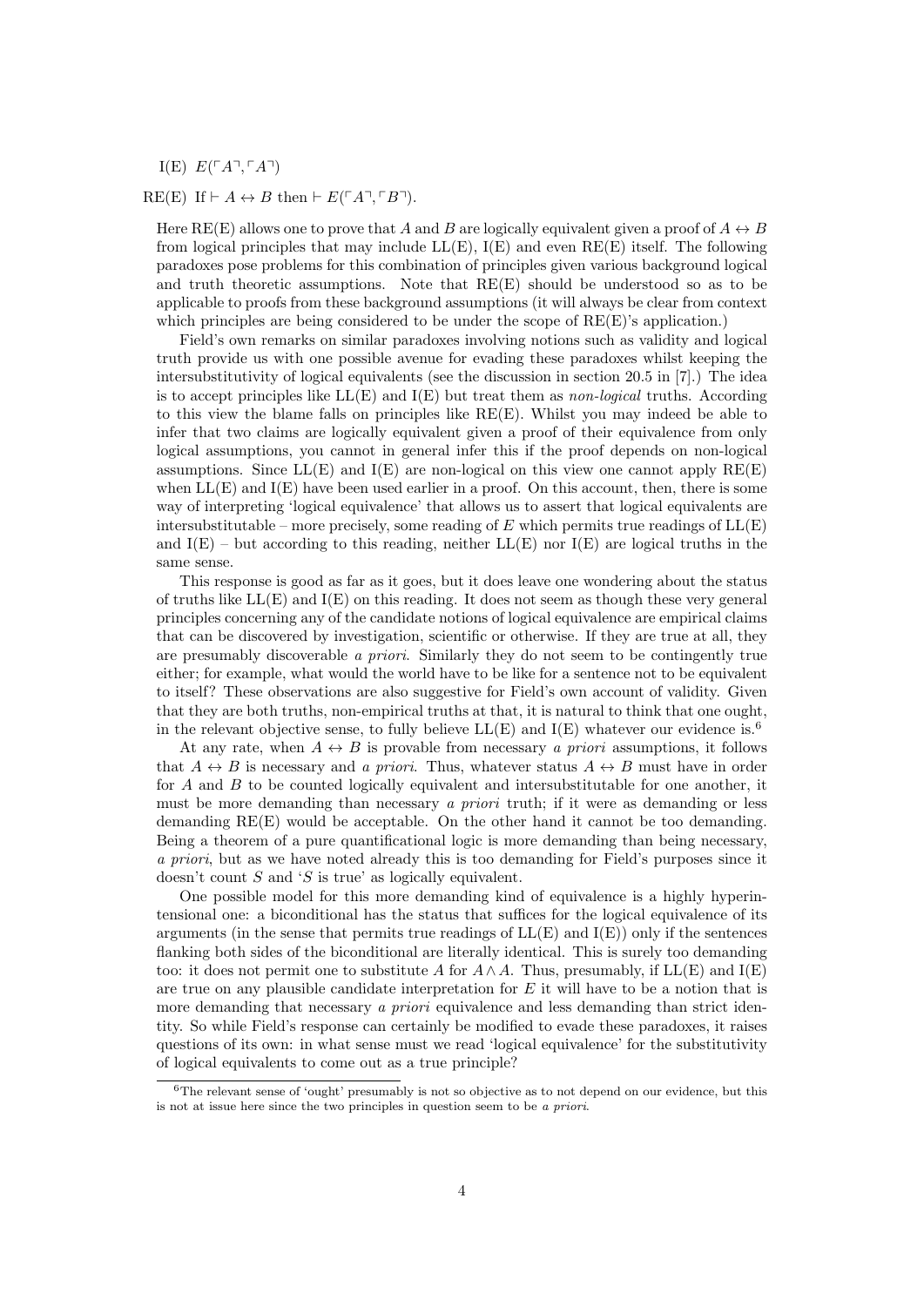I(E) $E(\ulcorner A \urcorner, \ulcorner A \urcorner)$

RE(E) If $\vdash A \leftrightarrow B$ then $\vdash E(\ulcorner A \urcorner, \ulcorner B \urcorner)$.

Here RE(E) allows one to prove that $A$ and $B$ are logically equivalent given a proof of $A \leftrightarrow B$ from logical principles that may include LL(E), I(E) and even RE(E) itself. The following paradoxes pose problems for this combination of principles given various background logical and truth theoretic assumptions. Note that RE(E) should be understood so as to be applicable to proofs from these background assumptions (it will always be clear from context which principles are being considered to be under the scope of RE(E)'s application.)

Field's own remarks on similar paradoxes involving notions such as validity and logical truth provide us with one possible avenue for evading these paradoxes whilst keeping the intersubstitutivity of logical equivalents (see the discussion in section 20.5 in [7].) The idea is to accept principles like LL(E) and I(E) but treat them as *non-logical* truths. According to this view the blame falls on principles like RE(E). Whilst you may indeed be able to infer that two claims are logically equivalent given a proof of their equivalence from only logical assumptions, you cannot in general infer this if the proof depends on non-logical assumptions. Since LL(E) and I(E) are non-logical on this view one cannot apply RE(E) when LL(E) and I(E) have been used earlier in a proof. On this account, then, there is some way of interpreting 'logical equivalence' that allows us to assert that logical equivalents are intersubstitutable – more precisely, some reading of $E$ which permits true readings of LL(E) and I(E) – but according to this reading, neither LL(E) nor I(E) are logical truths in the same sense.

This response is good as far as it goes, but it does leave one wondering about the status of truths like LL(E) and I(E) on this reading. It does not seem as though these very general principles concerning any of the candidate notions of logical equivalence are empirical claims that can be discovered by investigation, scientific or otherwise. If they are true at all, they are presumably discoverable *a priori*. Similarly they do not seem to be contingently true either; for example, what would the world have to be like for a sentence not to be equivalent to itself? These observations are also suggestive for Field's own account of validity. Given that they are both truths, non-empirical truths at that, it is natural to think that one ought, in the relevant objective sense, to fully believe LL(E) and I(E) whatever our evidence is.[6]

At any rate, when $A \leftrightarrow B$ is provable from necessary *a priori* assumptions, it follows that $A \leftrightarrow B$ is necessary and *a priori*. Thus, whatever status $A \leftrightarrow B$ must have in order for $A$ and $B$ to be counted logically equivalent and intersubstitutable for one another, it must be more demanding than necessary *a priori* truth; if it were as demanding or less demanding RE(E) would be acceptable. On the other hand it cannot be too demanding. Being a theorem of a pure quantificational logic is more demanding than being necessary, *a priori*, but as we have noted already this is too demanding for Field's purposes since it doesn't count $S$ and '$S$ is true' as logically equivalent.

One possible model for this more demanding kind of equivalence is a highly hyperintensional one: a biconditional has the status that suffices for the logical equivalence of its arguments (in the sense that permits true readings of LL(E) and I(E)) only if the sentences flanking both sides of the biconditional are literally identical. This is surely too demanding too: it does not permit one to substitute $A$ for $A \wedge A$. Thus, presumably, if LL(E) and I(E) are true on any plausible candidate interpretation for $E$ it will have to be a notion that is more demanding that necessary *a priori* equivalence and less demanding than strict identity. So while Field's response can certainly be modified to evade these paradoxes, it raises questions of its own: in what sense must we read 'logical equivalence' for the substitutivity of logical equivalents to come out as a true principle?

[6] The relevant sense of 'ought' presumably is not so objective as to not depend on our evidence, but this is not at issue here since the two principles in question seem to be *a priori*.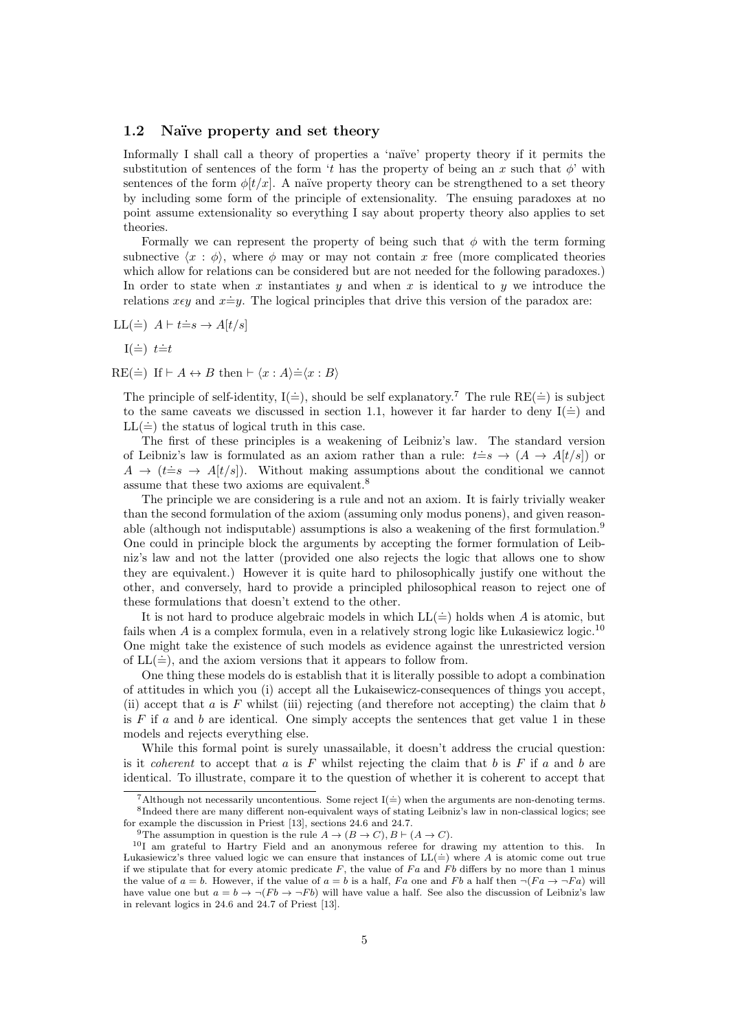### 1.2 Naïve property and set theory

Informally I shall call a theory of properties a 'naïve' property theory if it permits the substitution of sentences of the form '$t$ has the property of being an $x$ such that $\phi$' with sentences of the form $\phi[t/x]$. A naïve property theory can be strengthened to a set theory by including some form of the principle of extensionality. The ensuing paradoxes at no point assume extensionality so everything I say about property theory also applies to set theories.

Formally we can represent the property of being such that $\phi$ with the term forming subnective $\langle x : \phi\rangle$, where $\phi$ may or may not contain $x$ free (more complicated theories which allow for relations can be considered but are not needed for the following paradoxes.) In order to state when $x$ instantiates $y$ and when $x$ is identical to $y$ we introduce the relations $x\epsilon y$ and $x \doteq y$. The logical principles that drive this version of the paradox are:

LL($\doteq$) $A \vdash t \doteq s \to A[t/s]$

I($\doteq$) $t \doteq t$

RE($\doteq$) If $\vdash A \leftrightarrow B$ then $\vdash \langle x : A\rangle \doteq \langle x : B\rangle$

The principle of self-identity, I($\doteq$), should be self explanatory.[7] The rule RE($\doteq$) is subject to the same caveats we discussed in section 1.1, however it far harder to deny I($\doteq$) and LL($\doteq$) the status of logical truth in this case.

The first of these principles is a weakening of Leibniz's law. The standard version of Leibniz's law is formulated as an axiom rather than a rule: $t \doteq s \to (A \to A[t/s])$ or $A \to (t \doteq s \to A[t/s])$. Without making assumptions about the conditional we cannot assume that these two axioms are equivalent.[8]

The principle we are considering is a rule and not an axiom. It is fairly trivially weaker than the second formulation of the axiom (assuming only modus ponens), and given reasonable (although not indisputable) assumptions is also a weakening of the first formulation.[9] One could in principle block the arguments by accepting the former formulation of Leibniz's law and not the latter (provided one also rejects the logic that allows one to show they are equivalent.) However it is quite hard to philosophically justify one without the other, and conversely, hard to provide a principled philosophical reason to reject one of these formulations that doesn't extend to the other.

It is not hard to produce algebraic models in which LL($\doteq$) holds when $A$ is atomic, but fails when $A$ is a complex formula, even in a relatively strong logic like Łukasiewicz logic.[10] One might take the existence of such models as evidence against the unrestricted version of LL($\doteq$), and the axiom versions that it appears to follow from.

One thing these models do is establish that it is literally possible to adopt a combination of attitudes in which you (i) accept all the Łukaisewicz-consequences of things you accept, (ii) accept that $a$ is $F$ whilst (iii) rejecting (and therefore not accepting) the claim that $b$ is $F$ if $a$ and $b$ are identical. One simply accepts the sentences that get value 1 in these models and rejects everything else.

While this formal point is surely unassailable, it doesn't address the crucial question: is it *coherent* to accept that $a$ is $F$ whilst rejecting the claim that $b$ is $F$ if $a$ and $b$ are identical. To illustrate, compare it to the question of whether it is coherent to accept that

---

[7] Although not necessarily uncontentious. Some reject I($\doteq$) when the arguments are non-denoting terms.

[8] Indeed there are many different non-equivalent ways of stating Leibniz's law in non-classical logics; see for example the discussion in Priest [13], sections 24.6 and 24.7.

[9] The assumption in question is the rule $A \to (B \to C), B \vdash (A \to C)$.

[10] I am grateful to Hartry Field and an anonymous referee for drawing my attention to this. In Lukasiewicz's three valued logic we can ensure that instances of LL($\doteq$) where $A$ is atomic come out true if we stipulate that for every atomic predicate $F$, the value of $Fa$ and $Fb$ differs by no more than 1 minus the value of $a = b$. However, if the value of $a = b$ is a half, $Fa$ one and $Fb$ a half then $\neg(Fa \to \neg Fa)$ will have value one but $a = b \to \neg(Fb \to \neg Fb)$ will have value a half. See also the discussion of Leibniz's law in relevant logics in 24.6 and 24.7 of Priest [13].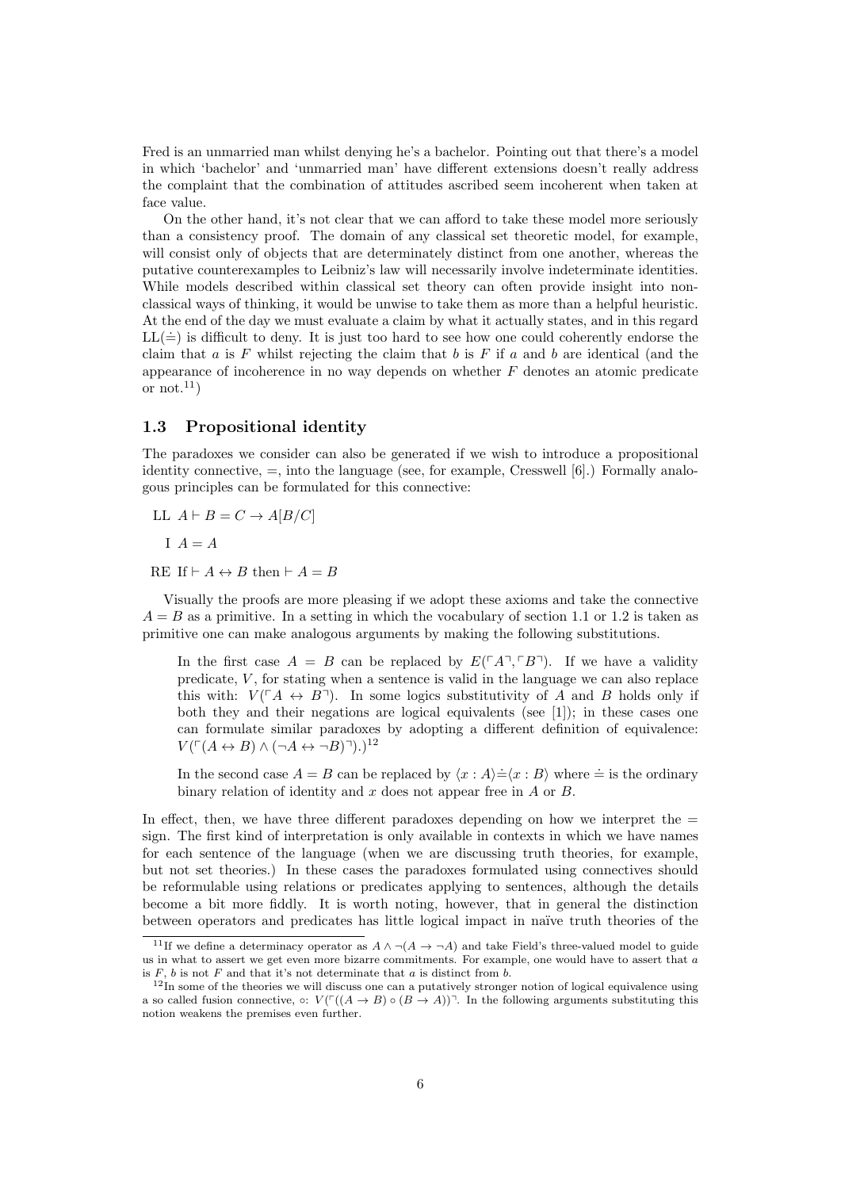Fred is an unmarried man whilst denying he's a bachelor. Pointing out that there's a model in which 'bachelor' and 'unmarried man' have different extensions doesn't really address the complaint that the combination of attitudes ascribed seem incoherent when taken at face value.

On the other hand, it's not clear that we can afford to take these model more seriously than a consistency proof. The domain of any classical set theoretic model, for example, will consist only of objects that are determinately distinct from one another, whereas the putative counterexamples to Leibniz's law will necessarily involve indeterminate identities. While models described within classical set theory can often provide insight into non-classical ways of thinking, it would be unwise to take them as more than a helpful heuristic. At the end of the day we must evaluate a claim by what it actually states, and in this regard LL($\doteq$) is difficult to deny. It is just too hard to see how one could coherently endorse the claim that $a$ is $F$ whilst rejecting the claim that $b$ is $F$ if $a$ and $b$ are identical (and the appearance of incoherence in no way depends on whether $F$ denotes an atomic predicate or not.[11])

### 1.3 Propositional identity

The paradoxes we consider can also be generated if we wish to introduce a propositional identity connective, $=$, into the language (see, for example, Cresswell [6].) Formally analogous principles can be formulated for this connective:

LL $A \vdash B = C \rightarrow A[B/C]$

I $A = A$

RE If $\vdash A \leftrightarrow B$ then $\vdash A = B$

Visually the proofs are more pleasing if we adopt these axioms and take the connective $A = B$ as a primitive. In a setting in which the vocabulary of section 1.1 or 1.2 is taken as primitive one can make analogous arguments by making the following substitutions.

> In the first case $A = B$ can be replaced by $E(\ulcorner A \urcorner, \ulcorner B \urcorner)$. If we have a validity predicate, $V$, for stating when a sentence is valid in the language we can also replace this with: $V(\ulcorner A \leftrightarrow B \urcorner)$. In some logics substitutivity of $A$ and $B$ holds only if both they and their negations are logical equivalents (see [1]); in these cases one can formulate similar paradoxes by adopting a different definition of equivalence: $V(\ulcorner (A \leftrightarrow B) \wedge (\neg A \leftrightarrow \neg B) \urcorner)$.)[12]
>
> In the second case $A = B$ can be replaced by $\langle x : A \rangle \doteq \langle x : B \rangle$ where $\doteq$ is the ordinary binary relation of identity and $x$ does not appear free in $A$ or $B$.

In effect, then, we have three different paradoxes depending on how we interpret the $=$ sign. The first kind of interpretation is only available in contexts in which we have names for each sentence of the language (when we are discussing truth theories, for example, but not set theories.) In these cases the paradoxes formulated using connectives should be reformulable using relations or predicates applying to sentences, although the details become a bit more fiddly. It is worth noting, however, that in general the distinction between operators and predicates has little logical impact in naïve truth theories of the

---

[11] If we define a determinacy operator as $A \wedge \neg(A \rightarrow \neg A)$ and take Field's three-valued model to guide us in what to assert we get even more bizarre commitments. For example, one would have to assert that $a$ is $F$, $b$ is not $F$ and that it's not determinate that $a$ is distinct from $b$.

[12] In some of the theories we will discuss one can a putatively stronger notion of logical equivalence using a so called fusion connective, $\circ$: $V(\ulcorner ((A \rightarrow B) \circ (B \rightarrow A)) \urcorner$. In the following arguments substituting this notion weakens the premises even further.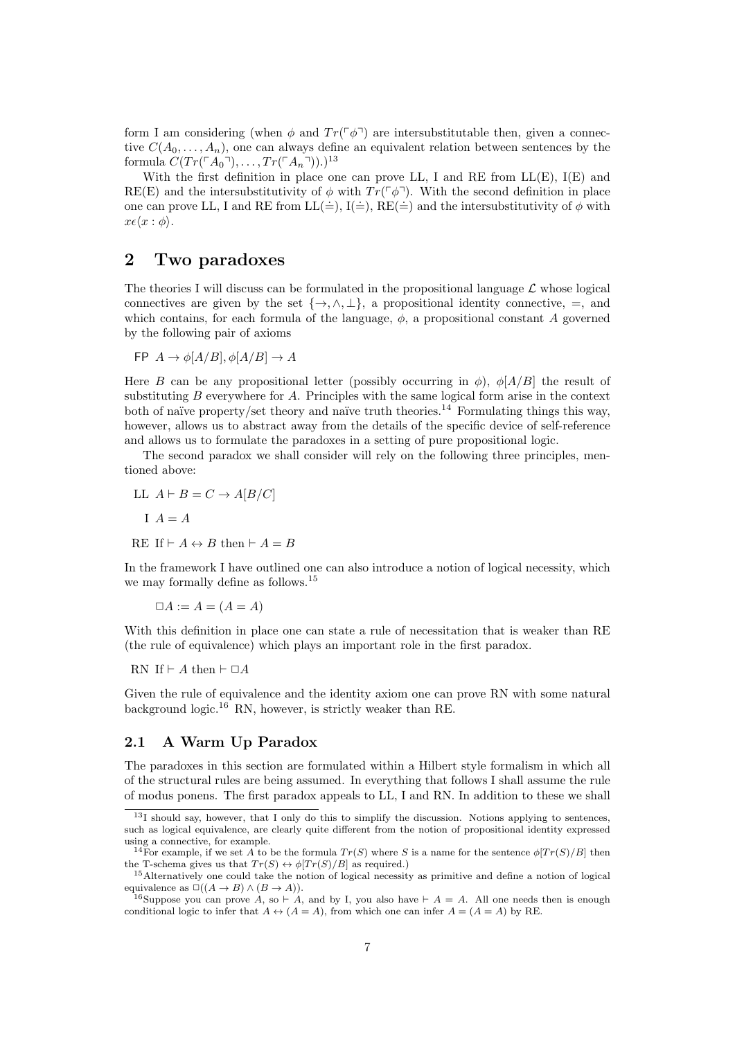form I am considering (when $\phi$ and $Tr(\ulcorner\phi\urcorner)$ are intersubstitutable then, given a connective $C(A_0, \ldots, A_n)$, one can always define an equivalent relation between sentences by the formula $C(Tr(\ulcorner A_0\urcorner), \ldots, Tr(\ulcorner A_n\urcorner))$.)[13]

With the first definition in place one can prove LL, I and RE from LL(E), I(E) and RE(E) and the intersubstitutivity of $\phi$ with $Tr(\ulcorner\phi\urcorner)$. With the second definition in place one can prove LL, I and RE from LL($\doteq$), I($\doteq$), RE($\doteq$) and the intersubstitutivity of $\phi$ with $x\epsilon\langle x : \phi\rangle$.

## 2 Two paradoxes

The theories I will discuss can be formulated in the propositional language $\mathcal{L}$ whose logical connectives are given by the set $\{\rightarrow, \wedge, \bot\}$, a propositional identity connective, $=$, and which contains, for each formula of the language, $\phi$, a propositional constant $A$ governed by the following pair of axioms

FP $A \rightarrow \phi[A/B], \phi[A/B] \rightarrow A$

Here $B$ can be any propositional letter (possibly occurring in $\phi$), $\phi[A/B]$ the result of substituting $B$ everywhere for $A$. Principles with the same logical form arise in the context both of naïve property/set theory and naïve truth theories.[14] Formulating things this way, however, allows us to abstract away from the details of the specific device of self-reference and allows us to formulate the paradoxes in a setting of pure propositional logic.

The second paradox we shall consider will rely on the following three principles, mentioned above:

LL $A \vdash B = C \rightarrow A[B/C]$

I $A = A$

RE If $\vdash A \leftrightarrow B$ then $\vdash A = B$

In the framework I have outlined one can also introduce a notion of logical necessity, which we may formally define as follows.[15]

$$\Box A := A = (A = A)$$

With this definition in place one can state a rule of necessitation that is weaker than RE (the rule of equivalence) which plays an important role in the first paradox.

RN If $\vdash A$ then $\vdash \Box A$

Given the rule of equivalence and the identity axiom one can prove RN with some natural background logic.[16] RN, however, is strictly weaker than RE.

### 2.1 A Warm Up Paradox

The paradoxes in this section are formulated within a Hilbert style formalism in which all of the structural rules are being assumed. In everything that follows I shall assume the rule of modus ponens. The first paradox appeals to LL, I and RN. In addition to these we shall

---

[13] I should say, however, that I only do this to simplify the discussion. Notions applying to sentences, such as logical equivalence, are clearly quite different from the notion of propositional identity expressed using a connective, for example.

[14] For example, if we set $A$ to be the formula $Tr(S)$ where $S$ is a name for the sentence $\phi[Tr(S)/B]$ then the T-schema gives us that $Tr(S) \leftrightarrow \phi[Tr(S)/B]$ as required.)

[15] Alternatively one could take the notion of logical necessity as primitive and define a notion of logical equivalence as $\Box((A \rightarrow B) \wedge (B \rightarrow A))$.

[16] Suppose you can prove $A$, so $\vdash A$, and by I, you also have $\vdash A = A$. All one needs then is enough conditional logic to infer that $A \leftrightarrow (A = A)$, from which one can infer $A = (A = A)$ by RE.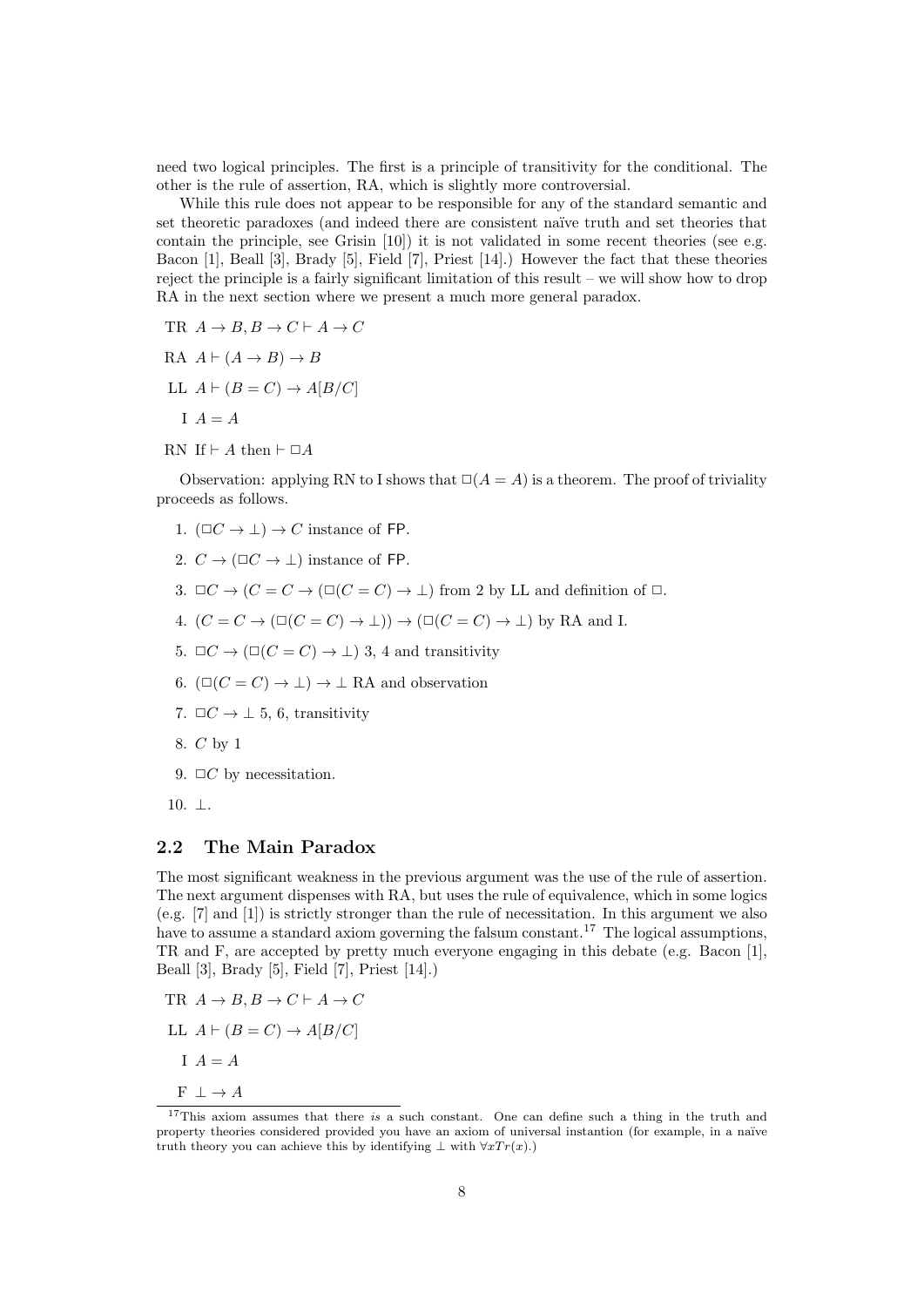need two logical principles. The first is a principle of transitivity for the conditional. The other is the rule of assertion, RA, which is slightly more controversial.

While this rule does not appear to be responsible for any of the standard semantic and set theoretic paradoxes (and indeed there are consistent naïve truth and set theories that contain the principle, see Grisin [10]) it is not validated in some recent theories (see e.g. Bacon [1], Beall [3], Brady [5], Field [7], Priest [14].) However the fact that these theories reject the principle is a fairly significant limitation of this result – we will show how to drop RA in the next section where we present a much more general paradox.

TR $A \to B, B \to C \vdash A \to C$

RA $A \vdash (A \to B) \to B$

LL $A \vdash (B = C) \to A[B/C]$

I $A = A$

RN If $\vdash A$ then $\vdash \Box A$

Observation: applying RN to I shows that $\Box(A = A)$ is a theorem. The proof of triviality proceeds as follows.

1. $(\Box C \to \bot) \to C$ instance of FP.
2. $C \to (\Box C \to \bot)$ instance of FP.
3. $\Box C \to (C = C \to (\Box(C = C) \to \bot)$ from 2 by LL and definition of $\Box$.
4. $(C = C \to (\Box(C = C) \to \bot)) \to (\Box(C = C) \to \bot)$ by RA and I.
5. $\Box C \to (\Box(C = C) \to \bot)$ 3, 4 and transitivity
6. $(\Box(C = C) \to \bot) \to \bot$ RA and observation
7. $\Box C \to \bot$ 5, 6, transitivity
8. $C$ by 1
9. $\Box C$ by necessitation.
10. $\bot$.

## 2.2 The Main Paradox

The most significant weakness in the previous argument was the use of the rule of assertion. The next argument dispenses with RA, but uses the rule of equivalence, which in some logics (e.g. [7] and [1]) is strictly stronger than the rule of necessitation. In this argument we also have to assume a standard axiom governing the falsum constant.[17] The logical assumptions, TR and F, are accepted by pretty much everyone engaging in this debate (e.g. Bacon [1], Beall [3], Brady [5], Field [7], Priest [14].)

TR $A \to B, B \to C \vdash A \to C$

LL $A \vdash (B = C) \to A[B/C]$

I $A = A$

F $\bot \to A$

[17] This axiom assumes that there *is* a such constant. One can define such a thing in the truth and property theories considered provided you have an axiom of universal instantion (for example, in a naïve truth theory you can achieve this by identifying $\bot$ with $\forall x Tr(x)$.)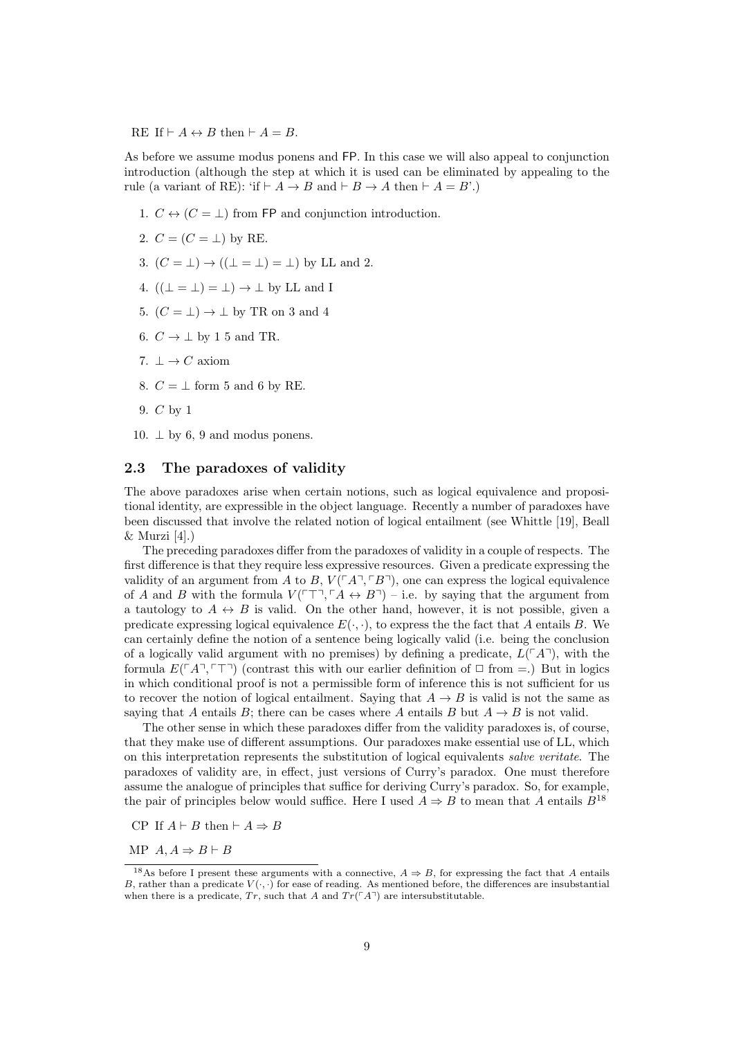RE If $\vdash A \leftrightarrow B$ then $\vdash A = B$.

As before we assume modus ponens and FP. In this case we will also appeal to conjunction introduction (although the step at which it is used can be eliminated by appealing to the rule (a variant of RE): 'if $\vdash A \to B$ and $\vdash B \to A$ then $\vdash A = B$'.)

1. $C \leftrightarrow (C = \bot)$ from FP and conjunction introduction.
2. $C = (C = \bot)$ by RE.
3. $(C = \bot) \to ((\bot = \bot) = \bot)$ by LL and 2.
4. $((\bot = \bot) = \bot) \to \bot$ by LL and I
5. $(C = \bot) \to \bot$ by TR on 3 and 4
6. $C \to \bot$ by 1 5 and TR.
7. $\bot \to C$ axiom
8. $C = \bot$ form 5 and 6 by RE.
9. $C$ by 1
10. $\bot$ by 6, 9 and modus ponens.

### 2.3 The paradoxes of validity

The above paradoxes arise when certain notions, such as logical equivalence and propositional identity, are expressible in the object language. Recently a number of paradoxes have been discussed that involve the related notion of logical entailment (see Whittle [19], Beall & Murzi [4].)

The preceding paradoxes differ from the paradoxes of validity in a couple of respects. The first difference is that they require less expressive resources. Given a predicate expressing the validity of an argument from $A$ to $B$, $V(\ulcorner A \urcorner, \ulcorner B \urcorner)$, one can express the logical equivalence of $A$ and $B$ with the formula $V(\ulcorner \top \urcorner, \ulcorner A \leftrightarrow B \urcorner)$ – i.e. by saying that the argument from a tautology to $A \leftrightarrow B$ is valid. On the other hand, however, it is not possible, given a predicate expressing logical equivalence $E(\cdot, \cdot)$, to express the the fact that $A$ entails $B$. We can certainly define the notion of a sentence being logically valid (i.e. being the conclusion of a logically valid argument with no premises) by defining a predicate, $L(\ulcorner A \urcorner)$, with the formula $E(\ulcorner A \urcorner, \ulcorner \top \urcorner)$ (contrast this with our earlier definition of $\Box$ from $=$.) But in logics in which conditional proof is not a permissible form of inference this is not sufficient for us to recover the notion of logical entailment. Saying that $A \to B$ is valid is not the same as saying that $A$ entails $B$; there can be cases where $A$ entails $B$ but $A \to B$ is not valid.

The other sense in which these paradoxes differ from the validity paradoxes is, of course, that they make use of different assumptions. Our paradoxes make essential use of LL, which on this interpretation represents the substitution of logical equivalents *salve veritate*. The paradoxes of validity are, in effect, just versions of Curry's paradox. One must therefore assume the analogue of principles that suffice for deriving Curry's paradox. So, for example, the pair of principles below would suffice. Here I used $A \Rightarrow B$ to mean that $A$ entails $B$[18]

CP If $A \vdash B$ then $\vdash A \Rightarrow B$

MP $A, A \Rightarrow B \vdash B$

[18] As before I present these arguments with a connective, $A \Rightarrow B$, for expressing the fact that $A$ entails $B$, rather than a predicate $V(\cdot, \cdot)$ for ease of reading. As mentioned before, the differences are insubstantial when there is a predicate, $Tr$, such that $A$ and $Tr(\ulcorner A \urcorner)$ are intersubstitutable.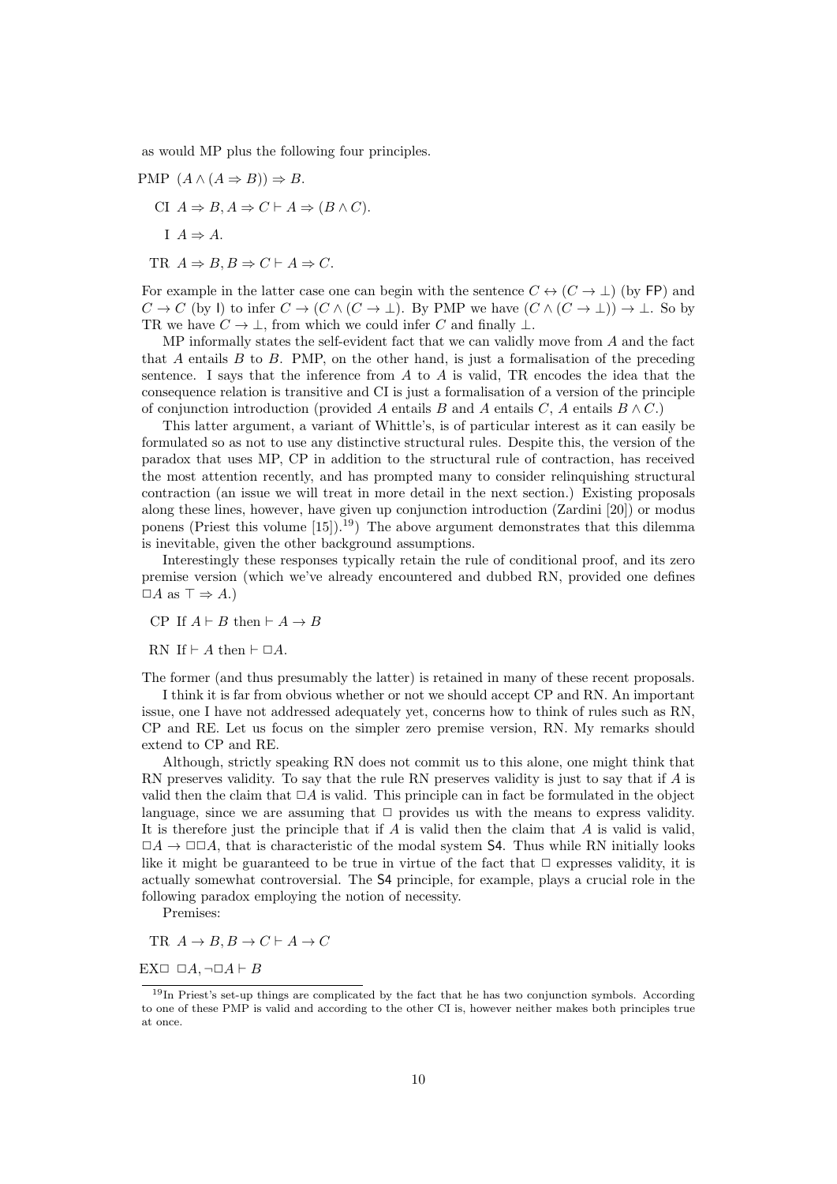as would MP plus the following four principles.

PMP $(A \wedge (A \Rightarrow B)) \Rightarrow B$.

CI $A \Rightarrow B, A \Rightarrow C \vdash A \Rightarrow (B \wedge C)$.

I $A \Rightarrow A$.

TR $A \Rightarrow B, B \Rightarrow C \vdash A \Rightarrow C$.

For example in the latter case one can begin with the sentence $C \leftrightarrow (C \to \bot)$ (by $\mathsf{FP}$) and $C \to C$ (by $\mathsf{I}$) to infer $C \to (C \wedge (C \to \bot))$. By PMP we have $(C \wedge (C \to \bot)) \to \bot$. So by TR we have $C \to \bot$, from which we could infer $C$ and finally $\bot$.

MP informally states the self-evident fact that we can validly move from $A$ and the fact that $A$ entails $B$ to $B$. PMP, on the other hand, is just a formalisation of the preceding sentence. I says that the inference from $A$ to $A$ is valid, TR encodes the idea that the consequence relation is transitive and CI is just a formalisation of a version of the principle of conjunction introduction (provided $A$ entails $B$ and $A$ entails $C$, $A$ entails $B \wedge C$.)

This latter argument, a variant of Whittle's, is of particular interest as it can easily be formulated so as not to use any distinctive structural rules. Despite this, the version of the paradox that uses MP, CP in addition to the structural rule of contraction, has received the most attention recently, and has prompted many to consider relinquishing structural contraction (an issue we will treat in more detail in the next section.) Existing proposals along these lines, however, have given up conjunction introduction (Zardini [20]) or modus ponens (Priest this volume [15]).[19]) The above argument demonstrates that this dilemma is inevitable, given the other background assumptions.

Interestingly these responses typically retain the rule of conditional proof, and its zero premise version (which we've already encountered and dubbed RN, provided one defines $\Box A$ as $\top \Rightarrow A$.)

CP If $A \vdash B$ then $\vdash A \to B$

RN If $\vdash A$ then $\vdash \Box A$.

The former (and thus presumably the latter) is retained in many of these recent proposals.

I think it is far from obvious whether or not we should accept CP and RN. An important issue, one I have not addressed adequately yet, concerns how to think of rules such as RN, CP and RE. Let us focus on the simpler zero premise version, RN. My remarks should extend to CP and RE.

Although, strictly speaking RN does not commit us to this alone, one might think that RN preserves validity. To say that the rule RN preserves validity is just to say that if $A$ is valid then the claim that $\Box A$ is valid. This principle can in fact be formulated in the object language, since we are assuming that $\Box$ provides us with the means to express validity. It is therefore just the principle that if $A$ is valid then the claim that $A$ is valid is valid, $\Box A \to \Box\Box A$, that is characteristic of the modal system $\mathsf{S4}$. Thus while RN initially looks like it might be guaranteed to be true in virtue of the fact that $\Box$ expresses validity, it is actually somewhat controversial. The $\mathsf{S4}$ principle, for example, plays a crucial role in the following paradox employing the notion of necessity.

Premises:

TR $A \to B, B \to C \vdash A \to C$

EX$\Box$ $\Box A, \neg\Box A \vdash B$

[19]In Priest's set-up things are complicated by the fact that he has two conjunction symbols. According to one of these PMP is valid and according to the other CI is, however neither makes both principles true at once.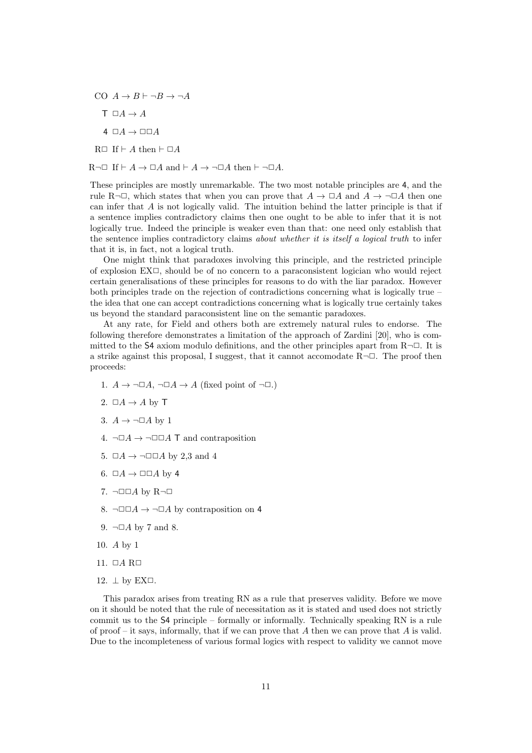- CO $A \to B \vdash \neg B \to \neg A$
- T $\Box A \to A$
- 4 $\Box A \to \Box\Box A$
- R$\Box$ If $\vdash A$ then $\vdash \Box A$
- R$\neg\Box$ If $\vdash A \to \Box A$ and $\vdash A \to \neg\Box A$ then $\vdash \neg\Box A$.

These principles are mostly unremarkable. The two most notable principles are 4, and the rule R$\neg\Box$, which states that when you can prove that $A \to \Box A$ and $A \to \neg\Box A$ then one can infer that $A$ is not logically valid. The intuition behind the latter principle is that if a sentence implies contradictory claims then one ought to be able to infer that it is not logically true. Indeed the principle is weaker even than that: one need only establish that the sentence implies contradictory claims *about whether it is itself a logical truth* to infer that it is, in fact, not a logical truth.

One might think that paradoxes involving this principle, and the restricted principle of explosion EX$\Box$, should be of no concern to a paraconsistent logician who would reject certain generalisations of these principles for reasons to do with the liar paradox. However both principles trade on the rejection of contradictions concerning what is logically true – the idea that one can accept contradictions concerning what is logically true certainly takes us beyond the standard paraconsistent line on the semantic paradoxes.

At any rate, for Field and others both are extremely natural rules to endorse. The following therefore demonstrates a limitation of the approach of Zardini [20], who is committed to the S4 axiom modulo definitions, and the other principles apart from R$\neg\Box$. It is a strike against this proposal, I suggest, that it cannot accomodate R$\neg\Box$. The proof then proceeds:

1. $A \to \neg\Box A$, $\neg\Box A \to A$ (fixed point of $\neg\Box$.)
2. $\Box A \to A$ by T
3. $A \to \neg\Box A$ by 1
4. $\neg\Box A \to \neg\Box\Box A$ T and contraposition
5. $\Box A \to \neg\Box\Box A$ by 2,3 and 4
6. $\Box A \to \Box\Box A$ by 4
7. $\neg\Box\Box A$ by R$\neg\Box$
8. $\neg\Box\Box A \to \neg\Box A$ by contraposition on 4
9. $\neg\Box A$ by 7 and 8.
10. $A$ by 1
11. $\Box A$ R$\Box$
12. $\bot$ by EX$\Box$.

This paradox arises from treating RN as a rule that preserves validity. Before we move on it should be noted that the rule of necessitation as it is stated and used does not strictly commit us to the S4 principle – formally or informally. Technically speaking RN is a rule of proof – it says, informally, that if we can prove that $A$ then we can prove that $A$ is valid. Due to the incompleteness of various formal logics with respect to validity we cannot move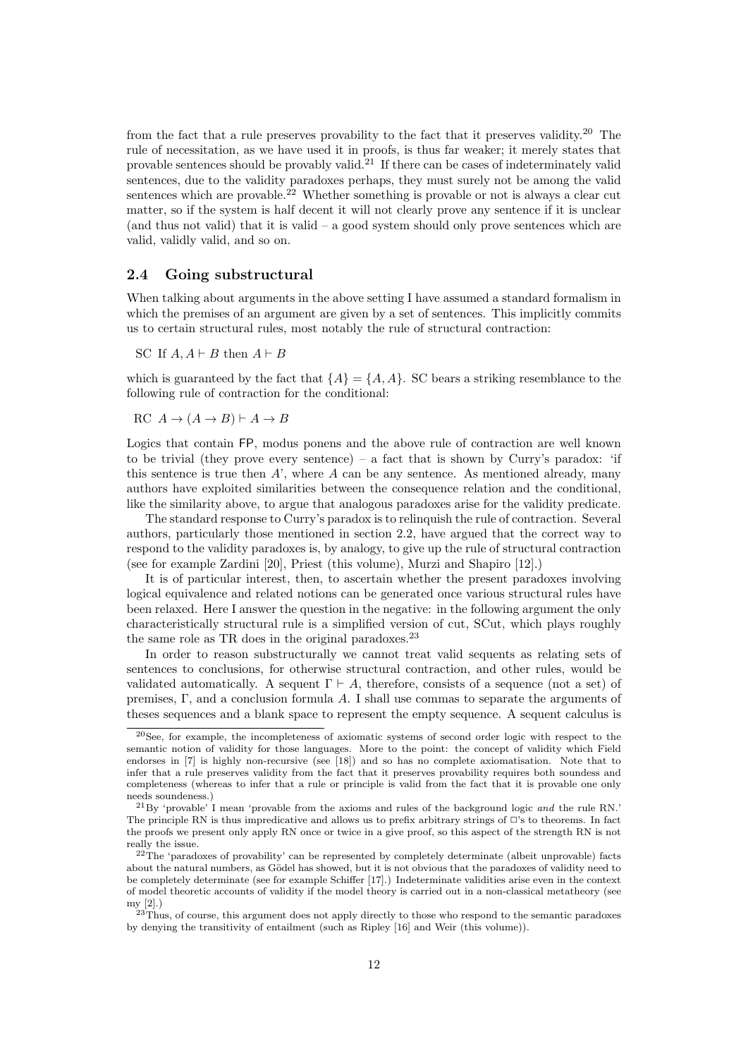from the fact that a rule preserves provability to the fact that it preserves validity.[20] The rule of necessitation, as we have used it in proofs, is thus far weaker; it merely states that provable sentences should be provably valid.[21] If there can be cases of indeterminately valid sentences, due to the validity paradoxes perhaps, they must surely not be among the valid sentences which are provable.[22] Whether something is provable or not is always a clear cut matter, so if the system is half decent it will not clearly prove any sentence if it is unclear (and thus not valid) that it is valid – a good system should only prove sentences which are valid, validly valid, and so on.

## 2.4 Going substructural

When talking about arguments in the above setting I have assumed a standard formalism in which the premises of an argument are given by a set of sentences. This implicitly commits us to certain structural rules, most notably the rule of structural contraction:

SC If $A, A \vdash B$ then $A \vdash B$

which is guaranteed by the fact that $\{A\} = \{A, A\}$. SC bears a striking resemblance to the following rule of contraction for the conditional:

RC $A \to (A \to B) \vdash A \to B$

Logics that contain FP, modus ponens and the above rule of contraction are well known to be trivial (they prove every sentence) – a fact that is shown by Curry's paradox: 'if this sentence is true then $A$', where $A$ can be any sentence. As mentioned already, many authors have exploited similarities between the consequence relation and the conditional, like the similarity above, to argue that analogous paradoxes arise for the validity predicate.

The standard response to Curry's paradox is to relinquish the rule of contraction. Several authors, particularly those mentioned in section 2.2, have argued that the correct way to respond to the validity paradoxes is, by analogy, to give up the rule of structural contraction (see for example Zardini [20], Priest (this volume), Murzi and Shapiro [12].)

It is of particular interest, then, to ascertain whether the present paradoxes involving logical equivalence and related notions can be generated once various structural rules have been relaxed. Here I answer the question in the negative: in the following argument the only characteristically structural rule is a simplified version of cut, SCut, which plays roughly the same role as TR does in the original paradoxes.[23]

In order to reason substructurally we cannot treat valid sequents as relating sets of sentences to conclusions, for otherwise structural contraction, and other rules, would be validated automatically. A sequent $\Gamma \vdash A$, therefore, consists of a sequence (not a set) of premises, $\Gamma$, and a conclusion formula $A$. I shall use commas to separate the arguments of theses sequences and a blank space to represent the empty sequence. A sequent calculus is

---

[20] See, for example, the incompleteness of axiomatic systems of second order logic with respect to the semantic notion of validity for those languages. More to the point: the concept of validity which Field endorses in [7] is highly non-recursive (see [18]) and so has no complete axiomatisation. Note that to infer that a rule preserves validity from the fact that it preserves provability requires both soundess and completeness (whereas to infer that a rule or principle is valid from the fact that it is provable one only needs soundness.)

[21] By 'provable' I mean 'provable from the axioms and rules of the background logic *and* the rule RN.' The principle RN is thus impredicative and allows us to prefix arbitrary strings of $\Box$'s to theorems. In fact the proofs we present only apply RN once or twice in a give proof, so this aspect of the strength RN is not really the issue.

[22] The 'paradoxes of provability' can be represented by completely determinate (albeit unprovable) facts about the natural numbers, as Gödel has showed, but it is not obvious that the paradoxes of validity need to be completely determinate (see for example Schiffer [17].) Indeterminate validities arise even in the context of model theoretic accounts of validity if the model theory is carried out in a non-classical metatheory (see my [2].)

[23] Thus, of course, this argument does not apply directly to those who respond to the semantic paradoxes by denying the transitivity of entailment (such as Ripley [16] and Weir (this volume)).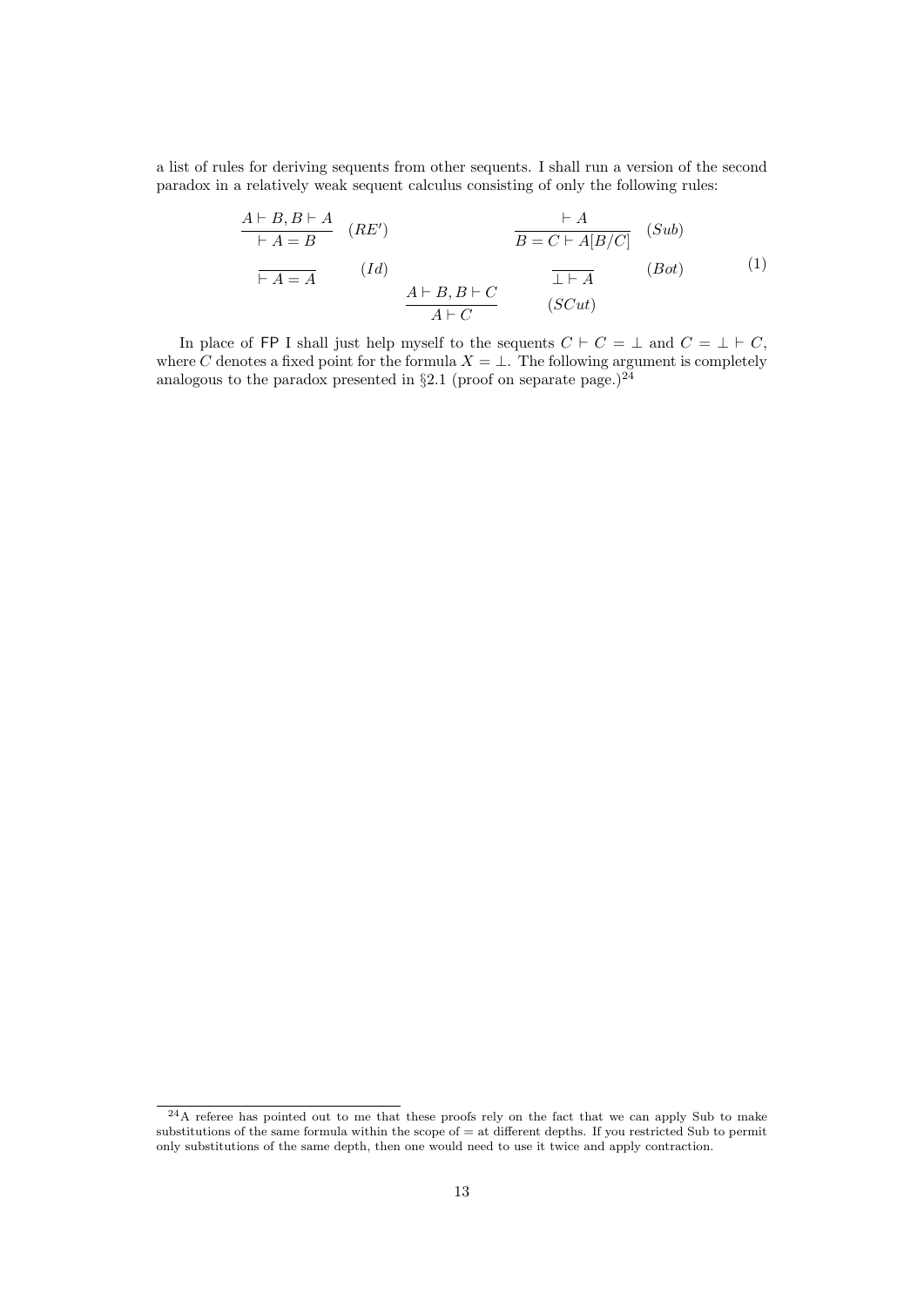a list of rules for deriving sequents from other sequents. I shall run a version of the second paradox in a relatively weak sequent calculus consisting of only the following rules:

$$
\frac{A \vdash B, B \vdash A}{\vdash A = B}\ (RE') \qquad \frac{\vdash A}{B = C \vdash A[B/C]}\ (Sub)
$$

$$
\frac{}{\vdash A = A}\ (Id) \qquad \frac{A \vdash B, B \vdash C}{A \vdash C}\ (SCut) \qquad \frac{}{\bot \vdash A}\ (Bot) \tag{1}
$$

In place of FP I shall just help myself to the sequents $C \vdash C = \bot$ and $C = \bot \vdash C$, where $C$ denotes a fixed point for the formula $X = \bot$. The following argument is completely analogous to the paradox presented in §2.1 (proof on separate page.)[24]

[24] A referee has pointed out to me that these proofs rely on the fact that we can apply Sub to make substitutions of the same formula within the scope of = at different depths. If you restricted Sub to permit only substitutions of the same depth, then one would need to use it twice and apply contraction.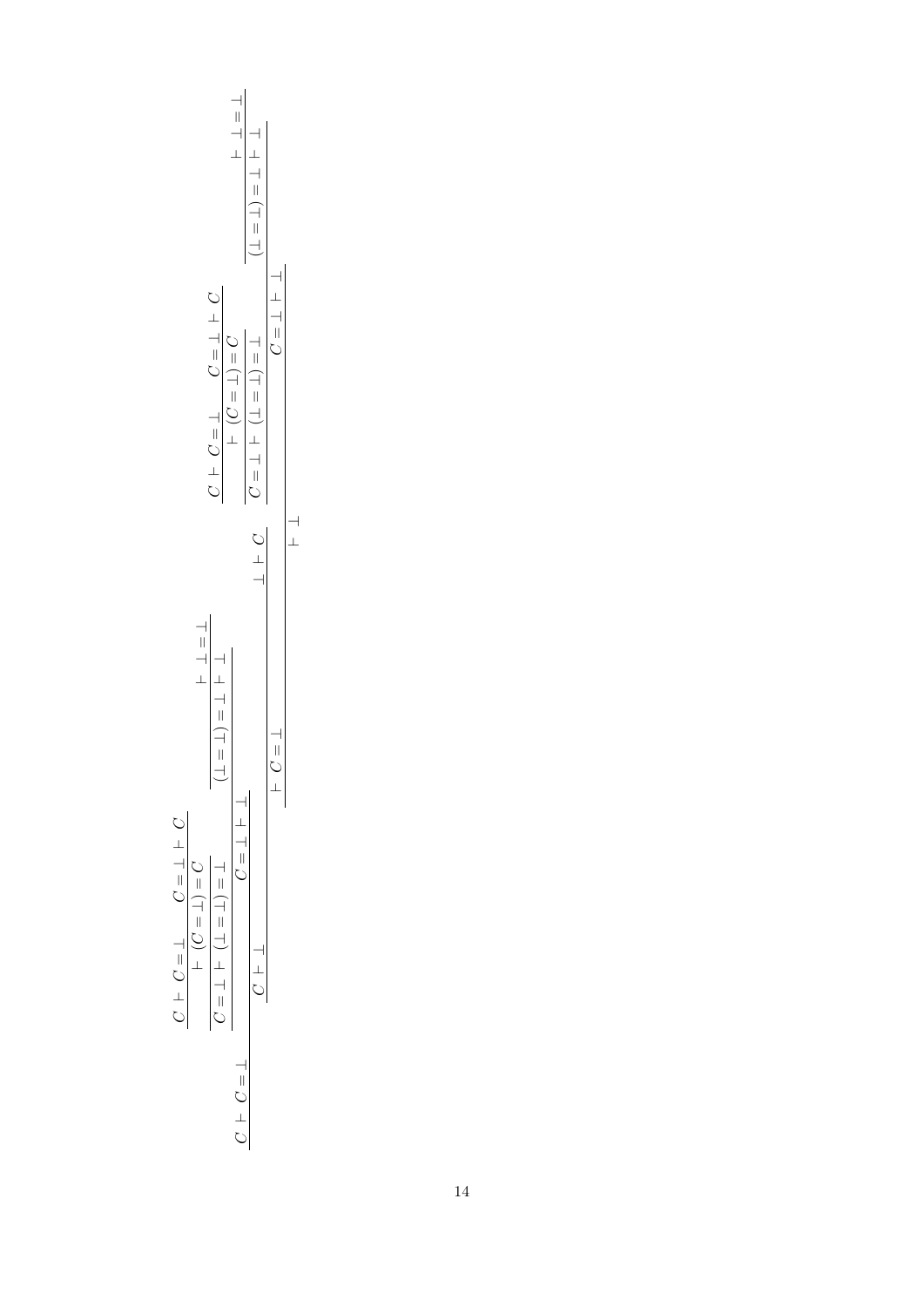$$
\dfrac{
\dfrac{
\dfrac{
C \vdash C = \bot
\qquad
\dfrac{
\dfrac{
\dfrac{C \vdash C = \bot \qquad C = \bot \vdash C}{\vdash (C = \bot) = C}
}{C = \bot \vdash (\bot = \bot) = \bot}
\qquad
\dfrac{\vdash \bot = \bot}{(\bot = \bot) = \bot \vdash \bot}
}{C = \bot \vdash \bot}
}{C \vdash \bot}
}{\vdash C = \bot}
\qquad
\bot \vdash C
\qquad
\dfrac{
\dfrac{
\dfrac{C \vdash C = \bot \qquad C = \bot \vdash C}{\vdash (C = \bot) = C}
}{C = \bot \vdash (\bot = \bot) = \bot}
\qquad
\dfrac{\vdash \bot = \bot}{(\bot = \bot) = \bot \vdash \bot}
}{C = \bot \vdash \bot}
}{\vdash \bot}
$$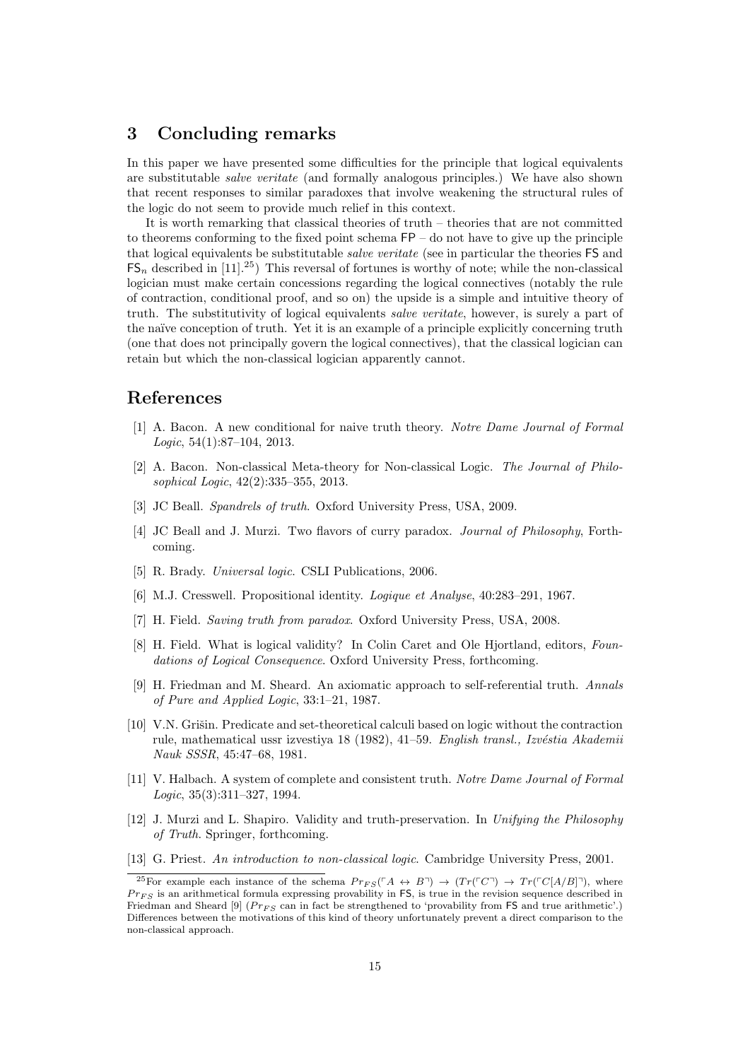## 3 Concluding remarks

In this paper we have presented some difficulties for the principle that logical equivalents are substitutable *salve veritate* (and formally analogous principles.) We have also shown that recent responses to similar paradoxes that involve weakening the structural rules of the logic do not seem to provide much relief in this context.

It is worth remarking that classical theories of truth – theories that are not committed to theorems conforming to the fixed point schema FP – do not have to give up the principle that logical equivalents be substitutable *salve veritate* (see in particular the theories FS and $\mathsf{FS}_n$ described in [11].[25]) This reversal of fortunes is worthy of note; while the non-classical logician must make certain concessions regarding the logical connectives (notably the rule of contraction, conditional proof, and so on) the upside is a simple and intuitive theory of truth. The substitutivity of logical equivalents *salve veritate*, however, is surely a part of the naïve conception of truth. Yet it is an example of a principle explicitly concerning truth (one that does not principally govern the logical connectives), that the classical logician can retain but which the non-classical logician apparently cannot.

## References

[1] A. Bacon. A new conditional for naive truth theory. *Notre Dame Journal of Formal Logic*, 54(1):87–104, 2013.

[2] A. Bacon. Non-classical Meta-theory for Non-classical Logic. *The Journal of Philosophical Logic*, 42(2):335–355, 2013.

[3] JC Beall. *Spandrels of truth*. Oxford University Press, USA, 2009.

[4] JC Beall and J. Murzi. Two flavors of curry paradox. *Journal of Philosophy*, Forthcoming.

[5] R. Brady. *Universal logic*. CSLI Publications, 2006.

[6] M.J. Cresswell. Propositional identity. *Logique et Analyse*, 40:283–291, 1967.

[7] H. Field. *Saving truth from paradox*. Oxford University Press, USA, 2008.

[8] H. Field. What is logical validity? In Colin Caret and Ole Hjortland, editors, *Foundations of Logical Consequence*. Oxford University Press, forthcoming.

[9] H. Friedman and M. Sheard. An axiomatic approach to self-referential truth. *Annals of Pure and Applied Logic*, 33:1–21, 1987.

[10] V.N. Grišin. Predicate and set-theoretical calculi based on logic without the contraction rule, mathematical ussr izvestiya 18 (1982), 41–59. *English transl., Izvéstia Akademii Nauk SSSR*, 45:47–68, 1981.

[11] V. Halbach. A system of complete and consistent truth. *Notre Dame Journal of Formal Logic*, 35(3):311–327, 1994.

[12] J. Murzi and L. Shapiro. Validity and truth-preservation. In *Unifying the Philosophy of Truth*. Springer, forthcoming.

[13] G. Priest. *An introduction to non-classical logic*. Cambridge University Press, 2001.

[25] For example each instance of the schema $Pr_{FS}(\ulcorner A \leftrightarrow B \urcorner) \rightarrow (Tr(\ulcorner C \urcorner) \rightarrow Tr(\ulcorner C[A/B] \urcorner)$, where $Pr_{FS}$ is an arithmetical formula expressing provability in FS, is true in the revision sequence described in Friedman and Sheard [9] ($Pr_{FS}$ can in fact be strengthened to 'provability from FS and true arithmetic'.) Differences between the motivations of this kind of theory unfortunately prevent a direct comparison to the non-classical approach.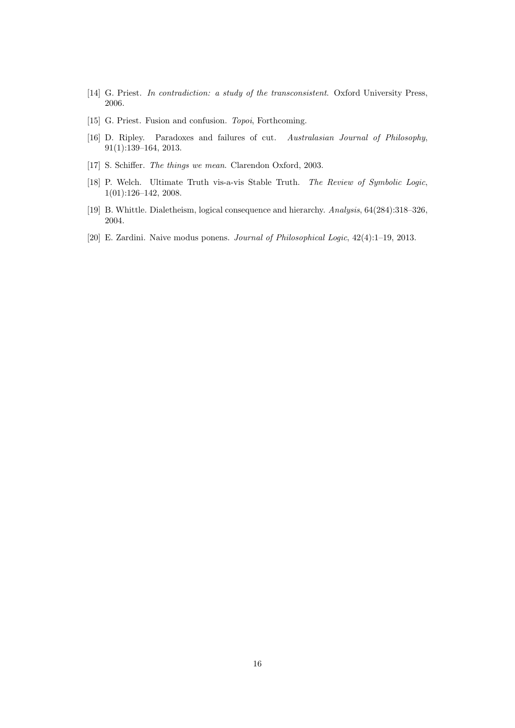[14] G. Priest. *In contradiction: a study of the transconsistent*. Oxford University Press, 2006.

[15] G. Priest. Fusion and confusion. *Topoi*, Forthcoming.

[16] D. Ripley. Paradoxes and failures of cut. *Australasian Journal of Philosophy*, 91(1):139–164, 2013.

[17] S. Schiffer. *The things we mean*. Clarendon Oxford, 2003.

[18] P. Welch. Ultimate Truth vis-a-vis Stable Truth. *The Review of Symbolic Logic*, 1(01):126–142, 2008.

[19] B. Whittle. Dialetheism, logical consequence and hierarchy. *Analysis*, 64(284):318–326, 2004.

[20] E. Zardini. Naive modus ponens. *Journal of Philosophical Logic*, 42(4):1–19, 2013.